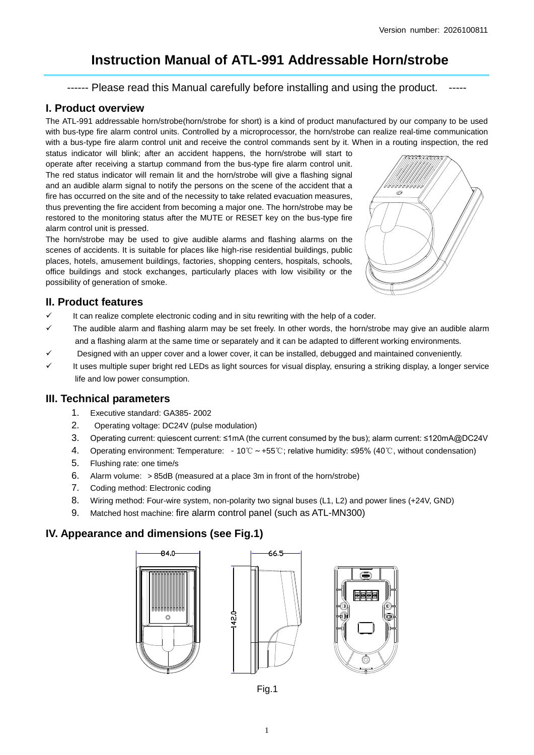Version number: 2026100811

# Instruction Manual of ATL-991 Addressable Horn/strobe

------ Please read this Manual carefully before installing and using the product. -----

## I. Product overview

The ATL-991 addressable horn/strobe(horn/strobe for short) is a kind of product manufactured by our company to be used with bus-type fire alarm control units. Controlled by a microprocessor, the horn/strobe can realize real-time communication with a bus-type fire alarm control unit and receive the control commands sent by it. When in a routing inspection, the red status indicator will blink; after an accident happens, the horn/strobe will start to operate after receiving a startup command from the bus-type fire alarm control unit. The red status indicator will remain lit and the horn/strobe will give a flashing signal and an audible alarm signal to notify the persons on the scene of the accident that a fire has occurred on the site and of the necessity to take related evacuation measures, thus preventing the fire accident from becoming a major one. The horn/strobe may be restored to the monitoring status after the MUTE or RESET key on the bus-type fire alarm control unit is pressed.

The horn/strobe may be used to give audible alarms and flashing alarms on the scenes of accidents. It is suitable for places like high-rise residential buildings, public places, hotels, amusement buildings, factories, shopping centers, hospitals, schools, office buildings and stock exchanges, particularly places with low visibility or the possibility of generation of smoke.

## II. Product features

- ✓ It can realize complete electronic coding and in situ rewriting with the help of a coder.
- ✓ The audible alarm and flashing alarm may be set freely. In other words, the horn/strobe may give an audible alarm and a flashing alarm at the same time or separately and it can be adapted to different working environments.
- ✓ Designed with an upper cover and a lower cover, it can be installed, debugged and maintained conveniently.
- ✓ It uses multiple super bright red LEDs as light sources for visual display, ensuring a striking display, a longer service life and low power consumption.

## III. Technical parameters

1. Executive standard: GA385- 2002
2. Operating voltage: DC24V (pulse modulation)
3. Operating current: quiescent current: ≤1mA (the current consumed by the bus); alarm current: ≤120mA@DC24V
4. Operating environment: Temperature: －10℃～+55℃; relative humidity: ≤95% (40℃, without condensation)
5. Flushing rate: one time/s
6. Alarm volume: ＞85dB (measured at a place 3m in front of the horn/strobe)
7. Coding method: Electronic coding
8. Wiring method: Four-wire system, non-polarity two signal buses (L1, L2) and power lines (+24V, GND)
9. Matched host machine: fire alarm control panel (such as ATL-MN300)

## IV. Appearance and dimensions (see Fig.1)

84.0 | 66.5 | 142.0

Fig.1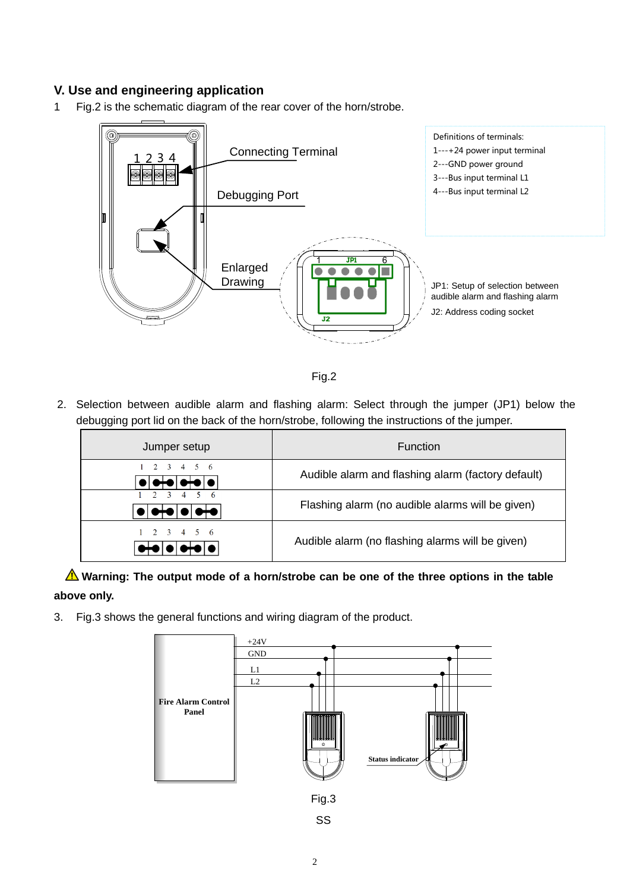## V. Use and engineering application

1 Fig.2 is the schematic diagram of the rear cover of the horn/strobe.

Connecting Terminal

Debugging Port

Enlarged Drawing

Definitions of terminals:
1---+24 power input terminal
2---GND power ground
3---Bus input terminal L1
4---Bus input terminal L2

JP1: Setup of selection between audible alarm and flashing alarm

J2: Address coding socket

Fig.2

2. Selection between audible alarm and flashing alarm: Select through the jumper (JP1) below the debugging port lid on the back of the horn/strobe, following the instructions of the jumper.

| Jumper setup | Function |
|---|---|
| 1 2 3 4 5 6 (jumpers on 2-3, 4-5) | Audible alarm and flashing alarm (factory default) |
| 1 2 3 4 5 6 (jumpers on 2-3, 5-6) | Flashing alarm (no audible alarms will be given) |
| 1 2 3 4 5 6 (jumpers on 1-2, 4-5) | Audible alarm (no flashing alarms will be given) |

⚠ **Warning: The output mode of a horn/strobe can be one of the three options in the table above only.**

3. Fig.3 shows the general functions and wiring diagram of the product.

Fire Alarm Control Panel

+24V
GND
L1
L2

Status indicator

Fig.3

SS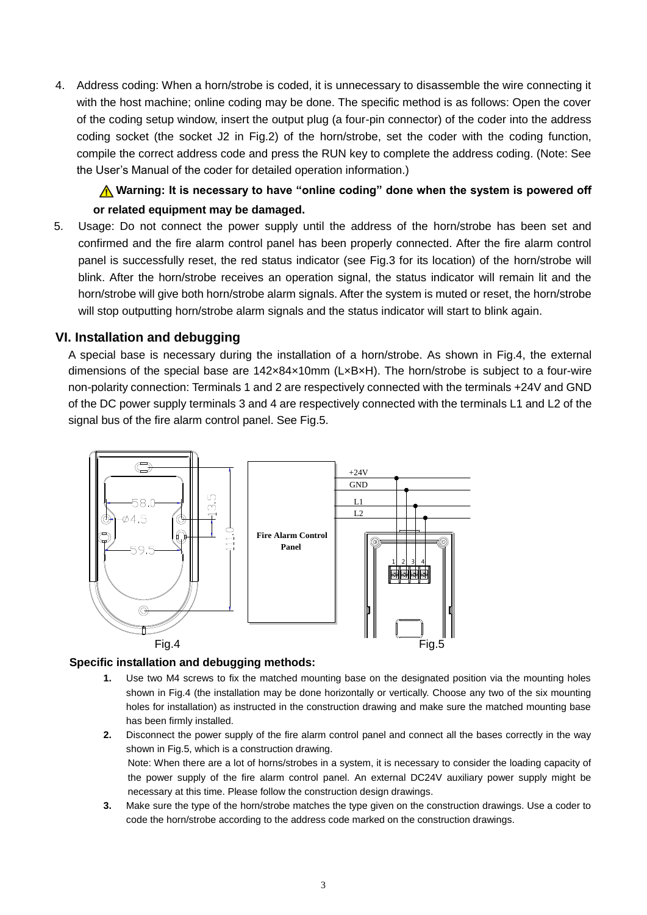4. Address coding: When a horn/strobe is coded, it is unnecessary to disassemble the wire connecting it with the host machine; online coding may be done. The specific method is as follows: Open the cover of the coding setup window, insert the output plug (a four-pin connector) of the coder into the address coding socket (the socket J2 in Fig.2) of the horn/strobe, set the coder with the coding function, compile the correct address code and press the RUN key to complete the address coding. (Note: See the User's Manual of the coder for detailed operation information.)

   ⚠ **Warning: It is necessary to have "online coding" done when the system is powered off or related equipment may be damaged.**

5. Usage: Do not connect the power supply until the address of the horn/strobe has been set and confirmed and the fire alarm control panel has been properly connected. After the fire alarm control panel is successfully reset, the red status indicator (see Fig.3 for its location) of the horn/strobe will blink. After the horn/strobe receives an operation signal, the status indicator will remain lit and the horn/strobe will give both horn/strobe alarm signals. After the system is muted or reset, the horn/strobe will stop outputting horn/strobe alarm signals and the status indicator will start to blink again.

## VI. Installation and debugging

A special base is necessary during the installation of a horn/strobe. As shown in Fig.4, the external dimensions of the special base are 142×84×10mm (L×B×H). The horn/strobe is subject to a four-wire non-polarity connection: Terminals 1 and 2 are respectively connected with the terminals +24V and GND of the DC power supply terminals 3 and 4 are respectively connected with the terminals L1 and L2 of the signal bus of the fire alarm control panel. See Fig.5.

Fig.4

Fig.5

**Specific installation and debugging methods:**

1. Use two M4 screws to fix the matched mounting base on the designated position via the mounting holes shown in Fig.4 (the installation may be done horizontally or vertically. Choose any two of the six mounting holes for installation) as instructed in the construction drawing and make sure the matched mounting base has been firmly installed.
2. Disconnect the power supply of the fire alarm control panel and connect all the bases correctly in the way shown in Fig.5, which is a construction drawing.
   Note: When there are a lot of horns/strobes in a system, it is necessary to consider the loading capacity of the power supply of the fire alarm control panel. An external DC24V auxiliary power supply might be necessary at this time. Please follow the construction design drawings.
3. Make sure the type of the horn/strobe matches the type given on the construction drawings. Use a coder to code the horn/strobe according to the address code marked on the construction drawings.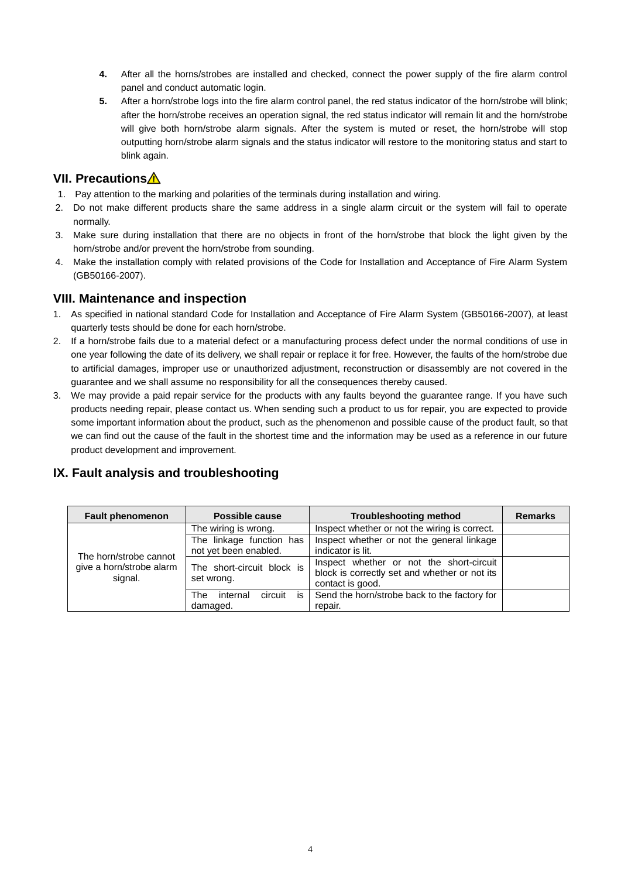4. After all the horns/strobes are installed and checked, connect the power supply of the fire alarm control panel and conduct automatic login.
5. After a horn/strobe logs into the fire alarm control panel, the red status indicator of the horn/strobe will blink; after the horn/strobe receives an operation signal, the red status indicator will remain lit and the horn/strobe will give both horn/strobe alarm signals. After the system is muted or reset, the horn/strobe will stop outputting horn/strobe alarm signals and the status indicator will restore to the monitoring status and start to blink again.

## VII. Precautions⚠

1. Pay attention to the marking and polarities of the terminals during installation and wiring.
2. Do not make different products share the same address in a single alarm circuit or the system will fail to operate normally.
3. Make sure during installation that there are no objects in front of the horn/strobe that block the light given by the horn/strobe and/or prevent the horn/strobe from sounding.
4. Make the installation comply with related provisions of the Code for Installation and Acceptance of Fire Alarm System (GB50166-2007).

## VIII. Maintenance and inspection

1. As specified in national standard Code for Installation and Acceptance of Fire Alarm System (GB50166-2007), at least quarterly tests should be done for each horn/strobe.
2. If a horn/strobe fails due to a material defect or a manufacturing process defect under the normal conditions of use in one year following the date of its delivery, we shall repair or replace it for free. However, the faults of the horn/strobe due to artificial damages, improper use or unauthorized adjustment, reconstruction or disassembly are not covered in the guarantee and we shall assume no responsibility for all the consequences thereby caused.
3. We may provide a paid repair service for the products with any faults beyond the guarantee range. If you have such products needing repair, please contact us. When sending such a product to us for repair, you are expected to provide some important information about the product, such as the phenomenon and possible cause of the product fault, so that we can find out the cause of the fault in the shortest time and the information may be used as a reference in our future product development and improvement.

## IX. Fault analysis and troubleshooting

| Fault phenomenon | Possible cause | Troubleshooting method | Remarks |
|---|---|---|---|
| The horn/strobe cannot give a horn/strobe alarm signal. | The wiring is wrong. | Inspect whether or not the wiring is correct. | |
| | The linkage function has not yet been enabled. | Inspect whether or not the general linkage indicator is lit. | |
| | The short-circuit block is set wrong. | Inspect whether or not the short-circuit block is correctly set and whether or not its contact is good. | |
| | The internal circuit is damaged. | Send the horn/strobe back to the factory for repair. | |